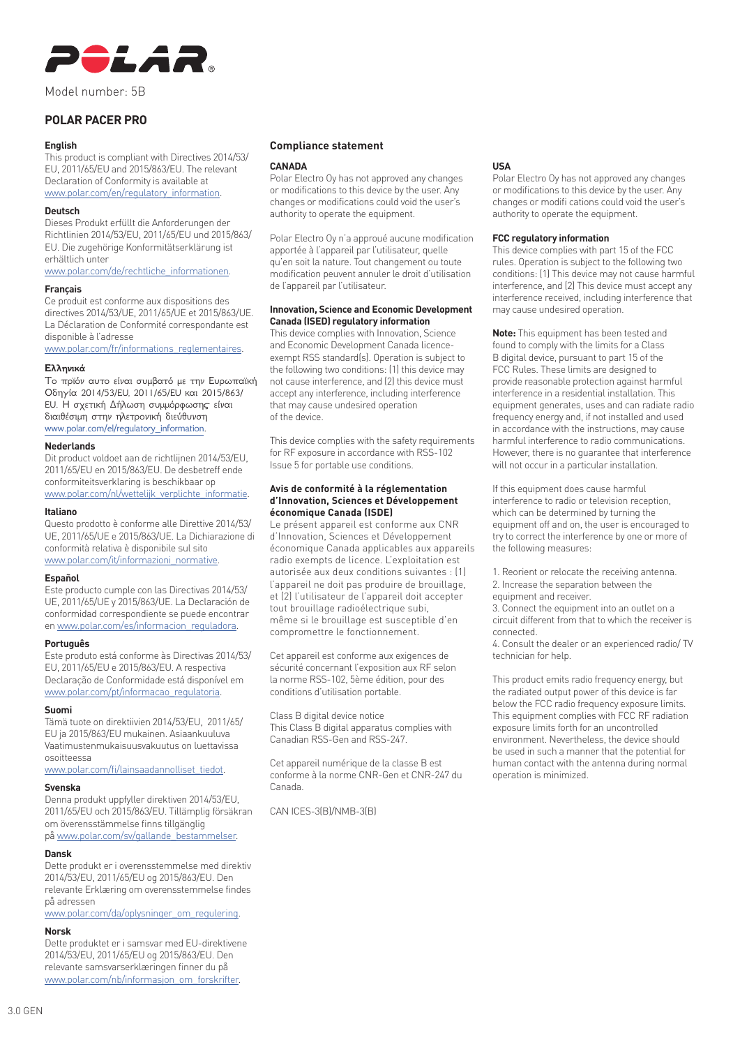Model number: 5B

# POLAR PACER PRO

### English

This product is compliant with Directives 2014/53/EU, 2011/65/EU and 2015/863/EU. The relevant Declaration of Conformity is available at www.polar.com/en/regulatory_information.

### Deutsch

Dieses Produkt erfüllt die Anforderungen der Richtlinien 2014/53/EU, 2011/65/EU und 2015/863/EU. Die zugehörige Konformitätserklärung ist erhältlich unter www.polar.com/de/rechtliche_informationen.

### Français

Ce produit est conforme aux dispositions des directives 2014/53/UE, 2011/65/UE et 2015/863/UE. La Déclaration de Conformité correspondante est disponible à l'adresse www.polar.com/fr/informations_reglementaires.

### Ελληνικά

Το προϊόν αυτο είναι συμβατό με την Ευρωπαϊκή Οδηγία 2014/53/EU, 2011/65/EU και 2015/863/EU. Η σχετική Δήλωση συμμόρφωσης είναι διαθέσιμη στην ηλετρονική διεύθυνση www.polar.com/el/regulatory_information.

### Nederlands

Dit product voldoet aan de richtlijnen 2014/53/EU, 2011/65/EU en 2015/863/EU. De desbetreff ende conformiteitsverklaring is beschikbaar op www.polar.com/nl/wettelijk_verplichte_informatie.

### Italiano

Questo prodotto è conforme alle Direttive 2014/53/UE, 2011/65/UE e 2015/863/UE. La Dichiarazione di conformità relativa è disponibile sul sito www.polar.com/it/informazioni_normative.

### Español

Este producto cumple con las Directivas 2014/53/UE, 2011/65/UE y 2015/863/UE. La Declaración de conformidad correspondiente se puede encontrar en www.polar.com/es/informacion_reguladora.

### Português

Este produto está conforme às Directivas 2014/53/EU, 2011/65/EU e 2015/863/EU. A respectiva Declaração de Conformidade está disponível em www.polar.com/pt/informacao_regulatoria.

### Suomi

Tämä tuote on direktiivien 2014/53/EU, 2011/65/EU ja 2015/863/EU mukainen. Asiaankuuluva Vaatimustenmukaisuusvakuutus on luettavissa osoitteessa www.polar.com/fi/lainsaadannolliset_tiedot.

### Svenska

Denna produkt uppfyller direktiven 2014/53/EU, 2011/65/EU och 2015/863/EU. Tillämplig försäkran om överensstämmelse finns tillgänglig på www.polar.com/sv/gallande_bestammelser.

### Dansk

Dette produkt er i overensstemmelse med direktiv 2014/53/EU, 2011/65/EU og 2015/863/EU. Den relevante Erklæring om overensstemmelse findes på adressen www.polar.com/da/oplysninger_om_regulering.

### Norsk

Dette produktet er i samsvar med EU-direktivene 2014/53/EU, 2011/65/EU og 2015/863/EU. Den relevante samsvarserklæringen finner du på www.polar.com/nb/informasjon_om_forskrifter.

## Compliance statement

### CANADA

Polar Electro Oy has not approved any changes or modifications to this device by the user. Any changes or modifications could void the user's authority to operate the equipment.

Polar Electro Oy n'a approué aucune modification apportée à l'appareil par l'utilisateur, quelle qu'en soit la nature. Tout changement ou toute modification peuvent annuler le droit d'utilisation de l'appareil par l'utilisateur.

### Innovation, Science and Economic Development Canada (ISED) regulatory information

This device complies with Innovation, Science and Economic Development Canada licence-exempt RSS standard(s). Operation is subject to the following two conditions: (1) this device may not cause interference, and (2) this device must accept any interference, including interference that may cause undesired operation of the device.

This device complies with the safety requirements for RF exposure in accordance with RSS-102 Issue 5 for portable use conditions.

### Avis de conformité à la réglementation d'Innovation, Sciences et Développement économique Canada (ISDE)

Le présent appareil est conforme aux CNR d'Innovation, Sciences et Développement économique Canada applicables aux appareils radio exempts de licence. L'exploitation est autorisée aux deux conditions suivantes : (1) l'appareil ne doit pas produire de brouillage, et (2) l'utilisateur de l'appareil doit accepter tout brouillage radioélectrique subi, même si le brouillage est susceptible d'en compromettre le fonctionnement.

Cet appareil est conforme aux exigences de sécurité concernant l'exposition aux RF selon la norme RSS-102, 5ème édition, pour des conditions d'utilisation portable.

Class B digital device notice
This Class B digital apparatus complies with Canadian RSS-Gen and RSS-247.

Cet appareil numérique de la classe B est conforme à la norme CNR-Gen et CNR-247 du Canada.

CAN ICES-3(B)/NMB-3(B)

### USA

Polar Electro Oy has not approved any changes or modifications to this device by the user. Any changes or modifi cations could void the user's authority to operate the equipment.

### FCC regulatory information

This device complies with part 15 of the FCC rules. Operation is subject to the following two conditions: (1) This device may not cause harmful interference, and (2) This device must accept any interference received, including interference that may cause undesired operation.

**Note:** This equipment has been tested and found to comply with the limits for a Class B digital device, pursuant to part 15 of the FCC Rules. These limits are designed to provide reasonable protection against harmful interference in a residential installation. This equipment generates, uses and can radiate radio frequency energy and, if not installed and used in accordance with the instructions, may cause harmful interference to radio communications. However, there is no guarantee that interference will not occur in a particular installation.

If this equipment does cause harmful interference to radio or television reception, which can be determined by turning the equipment off and on, the user is encouraged to try to correct the interference by one or more of the following measures:

1. Reorient or relocate the receiving antenna.
2. Increase the separation between the equipment and receiver.
3. Connect the equipment into an outlet on a circuit different from that to which the receiver is connected.
4. Consult the dealer or an experienced radio/ TV technician for help.

This product emits radio frequency energy, but the radiated output power of this device is far below the FCC radio frequency exposure limits. This equipment complies with FCC RF radiation exposure limits forth for an uncontrolled environment. Nevertheless, the device should be used in such a manner that the potential for human contact with the antenna during normal operation is minimized.

3.0 GEN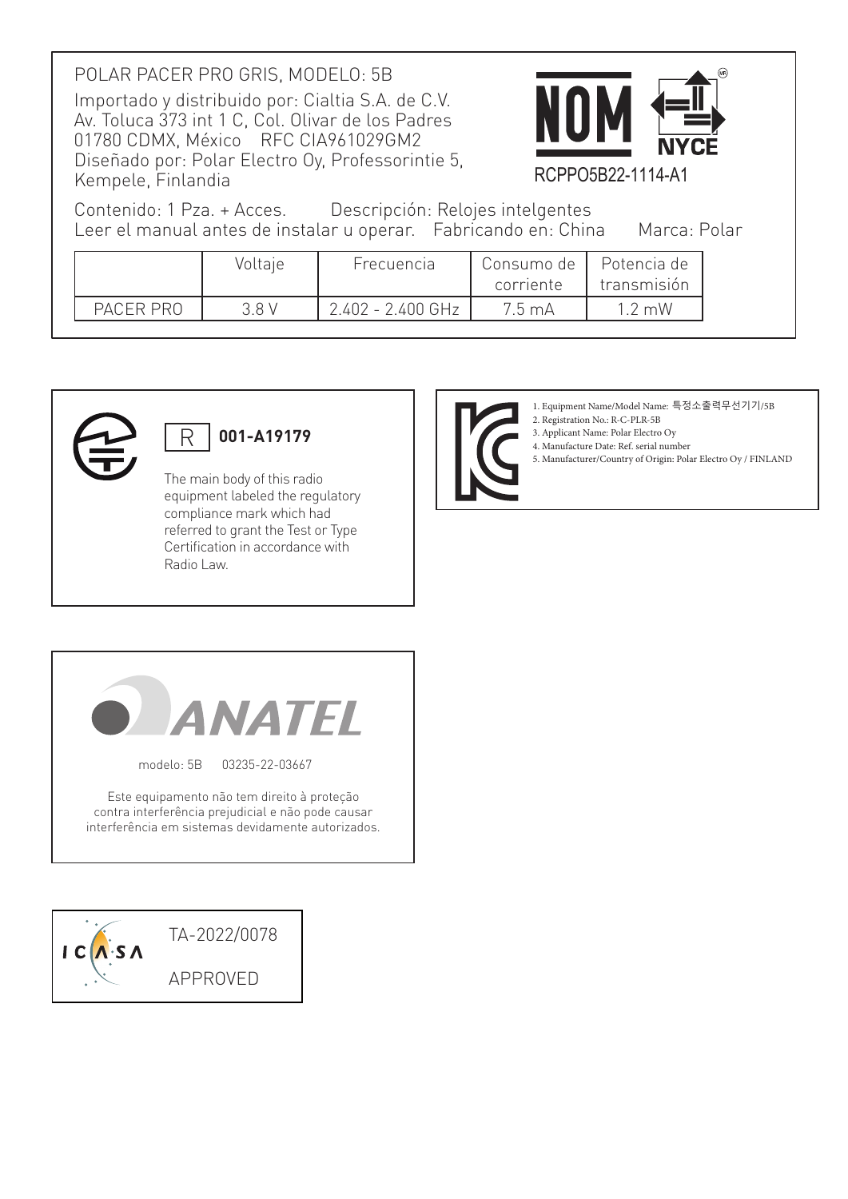POLAR PACER PRO GRIS, MODELO: 5B

Importado y distribuido por: Cialtia S.A. de C.V.
Av. Toluca 373 int 1 C, Col. Olivar de los Padres
01780 CDMX, México RFC CIA961029GM2
Diseñado por: Polar Electro Oy, Professorintie 5, Kempele, Finlandia

NOM NYCE
RCPPO5B22-1114-A1

Contenido: 1 Pza. + Acces. Descripción: Relojes intelgentes
Leer el manual antes de instalar u operar. Fabricando en: China Marca: Polar

| | Voltaje | Frecuencia | Consumo de corriente | Potencia de transmisión |
|---|---|---|---|---|
| PACER PRO | 3.8 V | 2.402 - 2.400 GHz | 7.5 mA | 1.2 mW |

R **001-A19179**

The main body of this radio equipment labeled the regulatory compliance mark which had referred to grant the Test or Type Certification in accordance with Radio Law.

1. Equipment Name/Model Name: 특정소출력무선기기/5B
2. Registration No.: R-C-PLR-5B
3. Applicant Name: Polar Electro Oy
4. Manufacture Date: Ref. serial number
5. Manufacturer/Country of Origin: Polar Electro Oy / FINLAND

ANATEL

modelo: 5B 03235-22-03667

Este equipamento não tem direito à proteção contra interferência prejudicial e não pode causar interferência em sistemas devidamente autorizados.

ICASA

TA-2022/0078

APPROVED